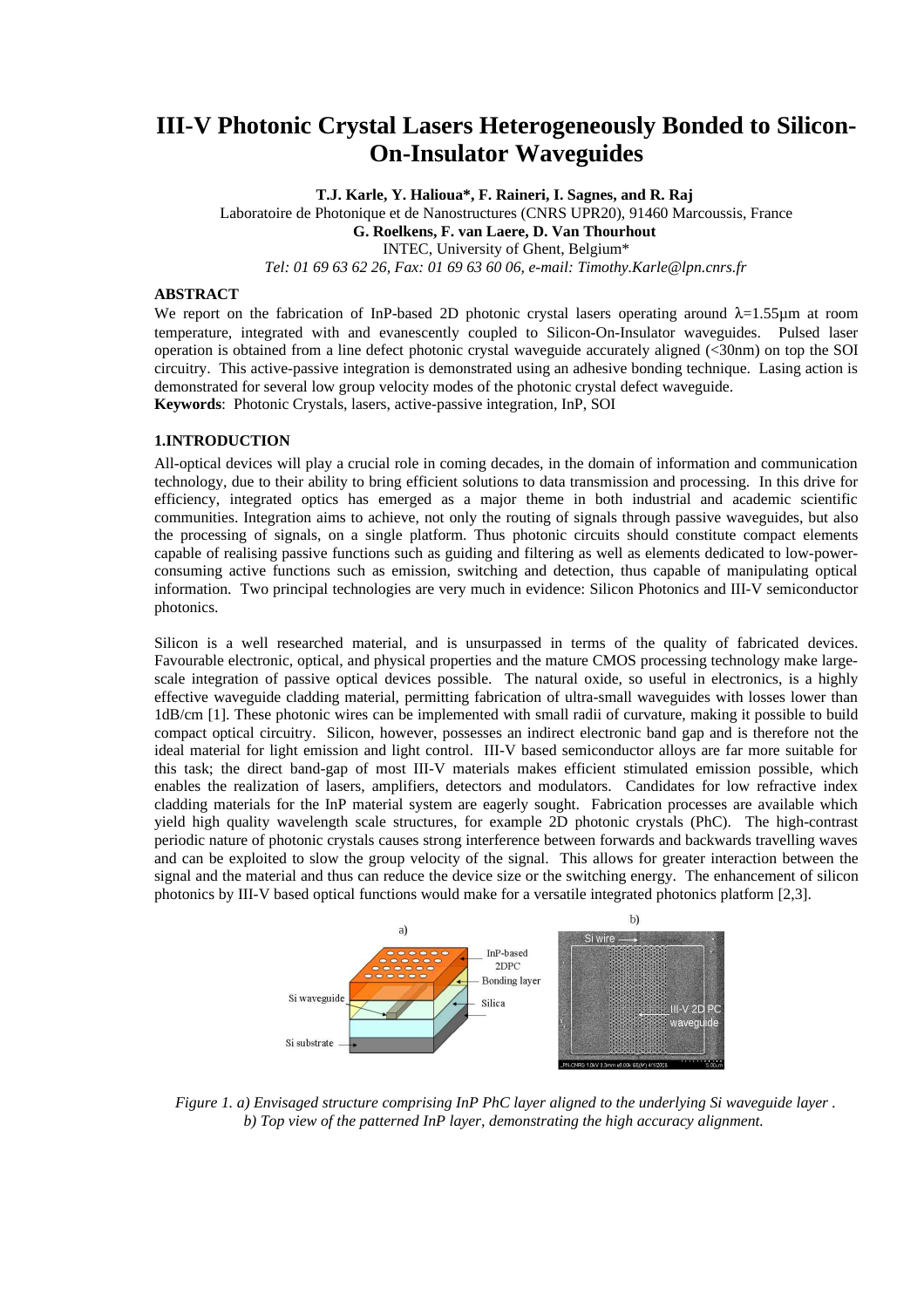# III-V Photonic Crystal Lasers Heterogeneously Bonded to Silicon-On-Insulator Waveguides

**T.J. Karle, Y. Halioua\*, F. Raineri, I. Sagnes, and R. Raj**

Laboratoire de Photonique et de Nanostructures (CNRS UPR20), 91460 Marcoussis, France

**G. Roelkens, F. van Laere, D. Van Thourhout**

INTEC, University of Ghent, Belgium\*

*Tel: 01 69 63 62 26, Fax: 01 69 63 60 06, e-mail: Timothy.Karle@lpn.cnrs.fr*

## ABSTRACT

We report on the fabrication of InP-based 2D photonic crystal lasers operating around $\lambda$=1.55µm at room temperature, integrated with and evanescently coupled to Silicon-On-Insulator waveguides. Pulsed laser operation is obtained from a line defect photonic crystal waveguide accurately aligned (<30nm) on top the SOI circuitry. This active-passive integration is demonstrated using an adhesive bonding technique. Lasing action is demonstrated for several low group velocity modes of the photonic crystal defect waveguide.

**Keywords**: Photonic Crystals, lasers, active-passive integration, InP, SOI

## 1.INTRODUCTION

All-optical devices will play a crucial role in coming decades, in the domain of information and communication technology, due to their ability to bring efficient solutions to data transmission and processing. In this drive for efficiency, integrated optics has emerged as a major theme in both industrial and academic scientific communities. Integration aims to achieve, not only the routing of signals through passive waveguides, but also the processing of signals, on a single platform. Thus photonic circuits should constitute compact elements capable of realising passive functions such as guiding and filtering as well as elements dedicated to low-power-consuming active functions such as emission, switching and detection, thus capable of manipulating optical information. Two principal technologies are very much in evidence: Silicon Photonics and III-V semiconductor photonics.

Silicon is a well researched material, and is unsurpassed in terms of the quality of fabricated devices. Favourable electronic, optical, and physical properties and the mature CMOS processing technology make large-scale integration of passive optical devices possible. The natural oxide, so useful in electronics, is a highly effective waveguide cladding material, permitting fabrication of ultra-small waveguides with losses lower than 1dB/cm [1]. These photonic wires can be implemented with small radii of curvature, making it possible to build compact optical circuitry. Silicon, however, possesses an indirect electronic band gap and is therefore not the ideal material for light emission and light control. III-V based semiconductor alloys are far more suitable for this task; the direct band-gap of most III-V materials makes efficient stimulated emission possible, which enables the realization of lasers, amplifiers, detectors and modulators. Candidates for low refractive index cladding materials for the InP material system are eagerly sought. Fabrication processes are available which yield high quality wavelength scale structures, for example 2D photonic crystals (PhC). The high-contrast periodic nature of photonic crystals causes strong interference between forwards and backwards travelling waves and can be exploited to slow the group velocity of the signal. This allows for greater interaction between the signal and the material and thus can reduce the device size or the switching energy. The enhancement of silicon photonics by III-V based optical functions would make for a versatile integrated photonics platform [2,3].

a)

InP-based 2DPC

Bonding layer

Si waveguide

Silica

Si substrate

b)

Si wire

III-V 2D PC waveguide

*Figure 1. a) Envisaged structure comprising InP PhC layer aligned to the underlying Si waveguide layer . b) Top view of the patterned InP layer, demonstrating the high accuracy alignment.*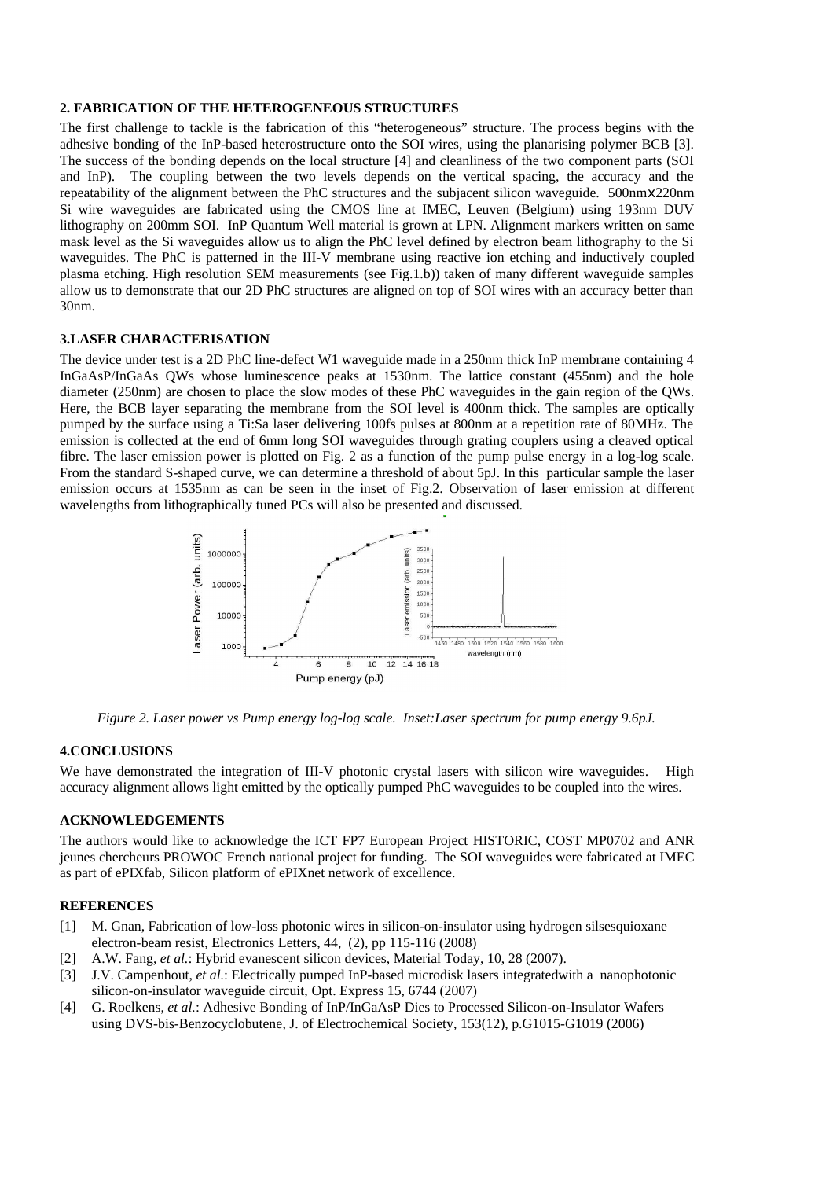## 2. FABRICATION OF THE HETEROGENEOUS STRUCTURES

The first challenge to tackle is the fabrication of this "heterogeneous" structure. The process begins with the adhesive bonding of the InP-based heterostructure onto the SOI wires, using the planarising polymer BCB [3]. The success of the bonding depends on the local structure [4] and cleanliness of the two component parts (SOI and InP). The coupling between the two levels depends on the vertical spacing, the accuracy and the repeatability of the alignment between the PhC structures and the subjacent silicon waveguide. 500nmx220nm Si wire waveguides are fabricated using the CMOS line at IMEC, Leuven (Belgium) using 193nm DUV lithography on 200mm SOI. InP Quantum Well material is grown at LPN. Alignment markers written on same mask level as the Si waveguides allow us to align the PhC level defined by electron beam lithography to the Si waveguides. The PhC is patterned in the III-V membrane using reactive ion etching and inductively coupled plasma etching. High resolution SEM measurements (see Fig.1.b)) taken of many different waveguide samples allow us to demonstrate that our 2D PhC structures are aligned on top of SOI wires with an accuracy better than 30nm.

## 3.LASER CHARACTERISATION

The device under test is a 2D PhC line-defect W1 waveguide made in a 250nm thick InP membrane containing 4 InGaAsP/InGaAs QWs whose luminescence peaks at 1530nm. The lattice constant (455nm) and the hole diameter (250nm) are chosen to place the slow modes of these PhC waveguides in the gain region of the QWs. Here, the BCB layer separating the membrane from the SOI level is 400nm thick. The samples are optically pumped by the surface using a Ti:Sa laser delivering 100fs pulses at 800nm at a repetition rate of 80MHz. The emission is collected at the end of 6mm long SOI waveguides through grating couplers using a cleaved optical fibre. The laser emission power is plotted on Fig. 2 as a function of the pump pulse energy in a log-log scale. From the standard S-shaped curve, we can determine a threshold of about 5pJ. In this particular sample the laser emission occurs at 1535nm as can be seen in the inset of Fig.2. Observation of laser emission at different wavelengths from lithographically tuned PCs will also be presented and discussed.

Laser Power (arb. units)
1000000
100000
10000
1000
4 6 8 10 12 14 16 18
Pump energy (pJ)

Laser emission (arb. units)
3500
3000
2500
2000
1500
1000
500
0
-500
1460 1480 1500 1520 1540 1560 1580 1600
wavelength (nm)

*Figure 2. Laser power vs Pump energy log-log scale. Inset:Laser spectrum for pump energy 9.6pJ.*

## 4.CONCLUSIONS

We have demonstrated the integration of III-V photonic crystal lasers with silicon wire waveguides. High accuracy alignment allows light emitted by the optically pumped PhC waveguides to be coupled into the wires.

## ACKNOWLEDGEMENTS

The authors would like to acknowledge the ICT FP7 European Project HISTORIC, COST MP0702 and ANR jeunes chercheurs PROWOC French national project for funding. The SOI waveguides were fabricated at IMEC as part of ePIXfab, Silicon platform of ePIXnet network of excellence.

## REFERENCES

[1] M. Gnan, Fabrication of low-loss photonic wires in silicon-on-insulator using hydrogen silsesquioxane electron-beam resist, Electronics Letters, 44, (2), pp 115-116 (2008)

[2] A.W. Fang, *et al.*: Hybrid evanescent silicon devices, Material Today, 10, 28 (2007).

[3] J.V. Campenhout, *et al.*: Electrically pumped InP-based microdisk lasers integratedwith a nanophotonic silicon-on-insulator waveguide circuit, Opt. Express 15, 6744 (2007)

[4] G. Roelkens, *et al.*: Adhesive Bonding of InP/InGaAsP Dies to Processed Silicon-on-Insulator Wafers using DVS-bis-Benzocyclobutene, J. of Electrochemical Society, 153(12), p.G1015-G1019 (2006)